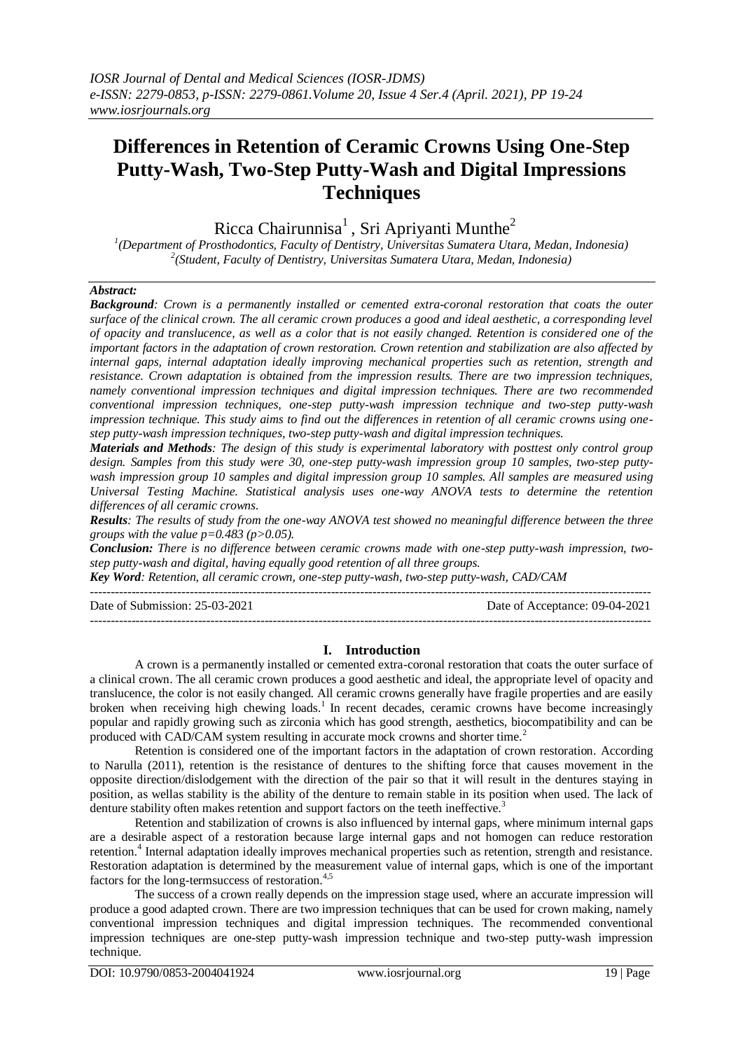# Differences in Retention of Ceramic Crowns Using One-Step Putty-Wash, Two-Step Putty-Wash and Digital Impressions Techniques

Ricca Chairunnisa[1] , Sri Apriyanti Munthe[2]

[1](Department of Prosthodontics, Faculty of Dentistry, Universitas Sumatera Utara, Medan, Indonesia)
[2](Student, Faculty of Dentistry, Universitas Sumatera Utara, Medan, Indonesia)

***Abstract:***

***Background****: Crown is a permanently installed or cemented extra-coronal restoration that coats the outer surface of the clinical crown. The all ceramic crown produces a good and ideal aesthetic, a corresponding level of opacity and translucence, as well as a color that is not easily changed. Retention is considered one of the important factors in the adaptation of crown restoration. Crown retention and stabilization are also affected by internal gaps, internal adaptation ideally improving mechanical properties such as retention, strength and resistance. Crown adaptation is obtained from the impression results. There are two impression techniques, namely conventional impression techniques and digital impression techniques. There are two recommended conventional impression techniques, one-step putty-wash impression technique and two-step putty-wash impression technique. This study aims to find out the differences in retention of all ceramic crowns using one-step putty-wash impression techniques, two-step putty-wash and digital impression techniques.*

***Materials and Methods****: The design of this study is experimental laboratory with posttest only control group design. Samples from this study were 30, one-step putty-wash impression group 10 samples, two-step putty-wash impression group 10 samples and digital impression group 10 samples. All samples are measured using Universal Testing Machine. Statistical analysis uses one-way ANOVA tests to determine the retention differences of all ceramic crowns.*

***Results****: The results of study from the one-way ANOVA test showed no meaningful difference between the three groups with the value $p=0.483$ ($p>0.05$).*

***Conclusion:*** *There is no difference between ceramic crowns made with one-step putty-wash impression, two-step putty-wash and digital, having equally good retention of all three groups.*

***Key Word****: Retention, all ceramic crown, one-step putty-wash, two-step putty-wash, CAD/CAM*

Date of Submission: 25-03-2021 Date of Acceptance: 09-04-2021

## I. Introduction

A crown is a permanently installed or cemented extra-coronal restoration that coats the outer surface of a clinical crown. The all ceramic crown produces a good aesthetic and ideal, the appropriate level of opacity and translucence, the color is not easily changed. All ceramic crowns generally have fragile properties and are easily broken when receiving high chewing loads.[1] In recent decades, ceramic crowns have become increasingly popular and rapidly growing such as zirconia which has good strength, aesthetics, biocompatibility and can be produced with CAD/CAM system resulting in accurate mock crowns and shorter time.[2]

Retention is considered one of the important factors in the adaptation of crown restoration. According to Narulla (2011), retention is the resistance of dentures to the shifting force that causes movement in the opposite direction/dislodgement with the direction of the pair so that it will result in the dentures staying in position, as wellas stability is the ability of the denture to remain stable in its position when used. The lack of denture stability often makes retention and support factors on the teeth ineffective.[3]

Retention and stabilization of crowns is also influenced by internal gaps, where minimum internal gaps are a desirable aspect of a restoration because large internal gaps and not homogen can reduce restoration retention.[4] Internal adaptation ideally improves mechanical properties such as retention, strength and resistance. Restoration adaptation is determined by the measurement value of internal gaps, which is one of the important factors for the long-termsuccess of restoration.[4,5]

The success of a crown really depends on the impression stage used, where an accurate impression will produce a good adapted crown. There are two impression techniques that can be used for crown making, namely conventional impression techniques and digital impression techniques. The recommended conventional impression techniques are one-step putty-wash impression technique and two-step putty-wash impression technique.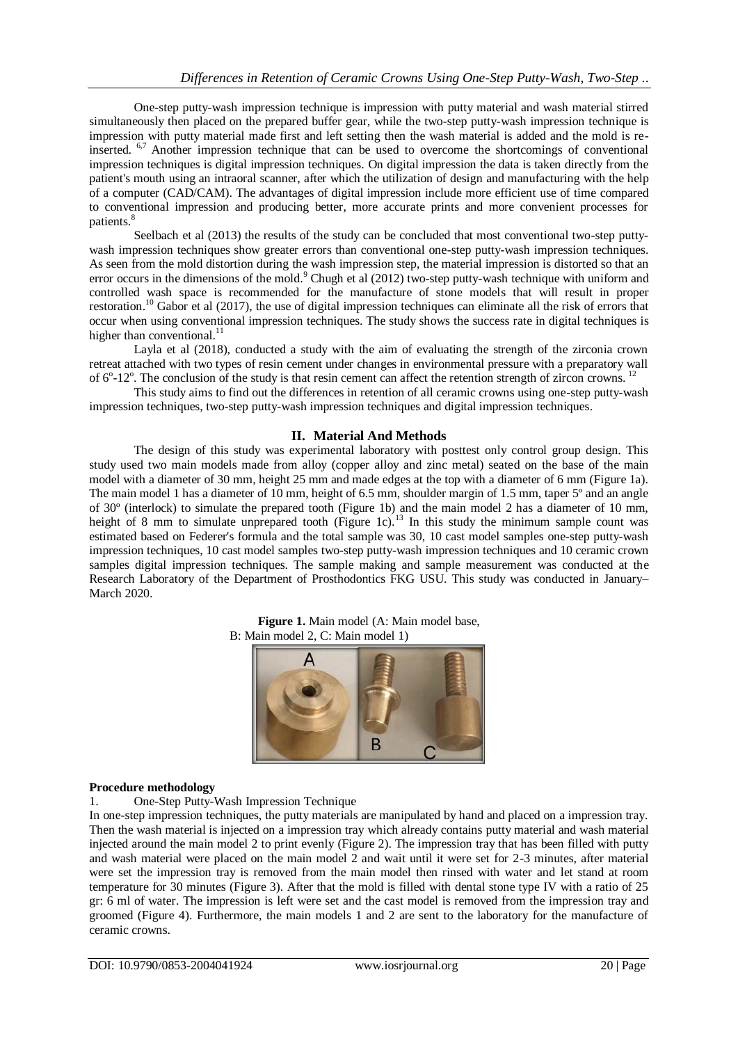One-step putty-wash impression technique is impression with putty material and wash material stirred simultaneously then placed on the prepared buffer gear, while the two-step putty-wash impression technique is impression with putty material made first and left setting then the wash material is added and the mold is re-inserted. [6,7] Another impression technique that can be used to overcome the shortcomings of conventional impression techniques is digital impression techniques. On digital impression the data is taken directly from the patient's mouth using an intraoral scanner, after which the utilization of design and manufacturing with the help of a computer (CAD/CAM). The advantages of digital impression include more efficient use of time compared to conventional impression and producing better, more accurate prints and more convenient processes for patients.[8]

Seelbach et al (2013) the results of the study can be concluded that most conventional two-step putty-wash impression techniques show greater errors than conventional one-step putty-wash impression techniques. As seen from the mold distortion during the wash impression step, the material impression is distorted so that an error occurs in the dimensions of the mold.[9] Chugh et al (2012) two-step putty-wash technique with uniform and controlled wash space is recommended for the manufacture of stone models that will result in proper restoration.[10] Gabor et al (2017), the use of digital impression techniques can eliminate all the risk of errors that occur when using conventional impression techniques. The study shows the success rate in digital techniques is higher than conventional.[11]

Layla et al (2018), conducted a study with the aim of evaluating the strength of the zirconia crown retreat attached with two types of resin cement under changes in environmental pressure with a preparatory wall of $6^{o}$-$12^{o}$. The conclusion of the study is that resin cement can affect the retention strength of zircon crowns. [12]

This study aims to find out the differences in retention of all ceramic crowns using one-step putty-wash impression techniques, two-step putty-wash impression techniques and digital impression techniques.

## II. Material And Methods

The design of this study was experimental laboratory with posttest only control group design. This study used two main models made from alloy (copper alloy and zinc metal) seated on the base of the main model with a diameter of 30 mm, height 25 mm and made edges at the top with a diameter of 6 mm (Figure 1a). The main model 1 has a diameter of 10 mm, height of 6.5 mm, shoulder margin of 1.5 mm, taper 5º and an angle of 30º (interlock) to simulate the prepared tooth (Figure 1b) and the main model 2 has a diameter of 10 mm, height of 8 mm to simulate unprepared tooth (Figure 1c).[13] In this study the minimum sample count was estimated based on Federer's formula and the total sample was 30, 10 cast model samples one-step putty-wash impression techniques, 10 cast model samples two-step putty-wash impression techniques and 10 ceramic crown samples digital impression techniques. The sample making and sample measurement was conducted at the Research Laboratory of the Department of Prosthodontics FKG USU. This study was conducted in January–March 2020.

**Figure 1.** Main model (A: Main model base, B: Main model 2, C: Main model 1)

**Procedure methodology**

1. One-Step Putty-Wash Impression Technique

In one-step impression techniques, the putty materials are manipulated by hand and placed on a impression tray. Then the wash material is injected on a impression tray which already contains putty material and wash material injected around the main model 2 to print evenly (Figure 2). The impression tray that has been filled with putty and wash material were placed on the main model 2 and wait until it were set for 2-3 minutes, after material were set the impression tray is removed from the main model then rinsed with water and let stand at room temperature for 30 minutes (Figure 3). After that the mold is filled with dental stone type IV with a ratio of 25 gr: 6 ml of water. The impression is left were set and the cast model is removed from the impression tray and groomed (Figure 4). Furthermore, the main models 1 and 2 are sent to the laboratory for the manufacture of ceramic crowns.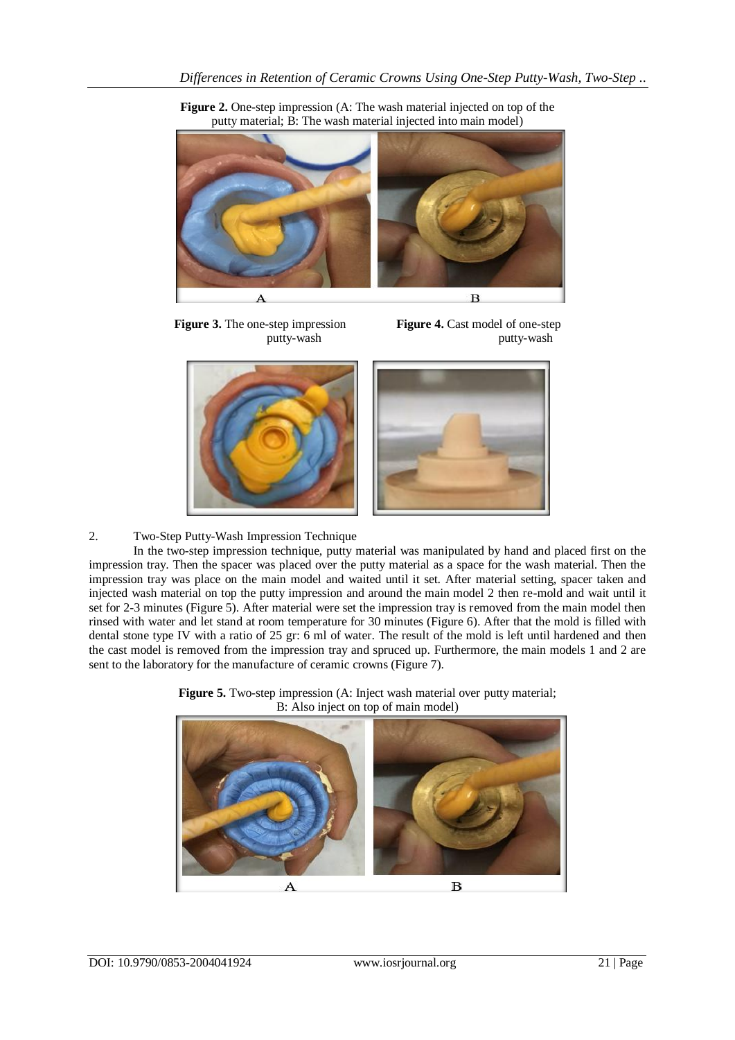**Figure 2.** One-step impression (A: The wash material injected on top of the putty material; B: The wash material injected into main model)

**Figure 3.** The one-step impression putty-wash

**Figure 4.** Cast model of one-step putty-wash

2. Two-Step Putty-Wash Impression Technique

In the two-step impression technique, putty material was manipulated by hand and placed first on the impression tray. Then the spacer was placed over the putty material as a space for the wash material. Then the impression tray was place on the main model and waited until it set. After material setting, spacer taken and injected wash material on top the putty impression and around the main model 2 then re-mold and wait until it set for 2-3 minutes (Figure 5). After material were set the impression tray is removed from the main model then rinsed with water and let stand at room temperature for 30 minutes (Figure 6). After that the mold is filled with dental stone type IV with a ratio of 25 gr: 6 ml of water. The result of the mold is left until hardened and then the cast model is removed from the impression tray and spruced up. Furthermore, the main models 1 and 2 are sent to the laboratory for the manufacture of ceramic crowns (Figure 7).

**Figure 5.** Two-step impression (A: Inject wash material over putty material; B: Also inject on top of main model)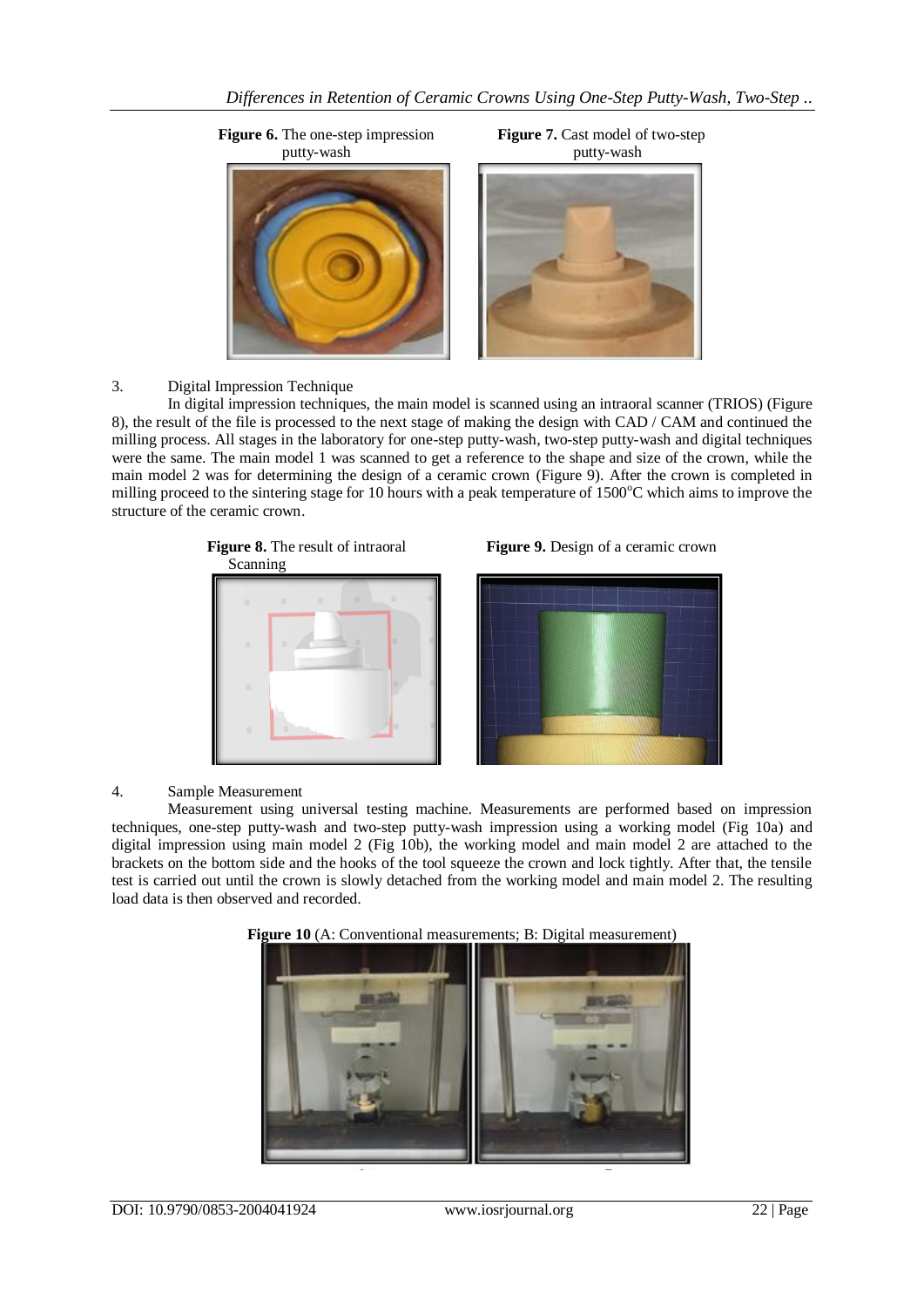**Figure 6.** The one-step impression putty-wash

**Figure 7.** Cast model of two-step putty-wash

3. Digital Impression Technique

In digital impression techniques, the main model is scanned using an intraoral scanner (TRIOS) (Figure 8), the result of the file is processed to the next stage of making the design with CAD / CAM and continued the milling process. All stages in the laboratory for one-step putty-wash, two-step putty-wash and digital techniques were the same. The main model 1 was scanned to get a reference to the shape and size of the crown, while the main model 2 was for determining the design of a ceramic crown (Figure 9). After the crown is completed in milling proceed to the sintering stage for 10 hours with a peak temperature of 1500°C which aims to improve the structure of the ceramic crown.

**Figure 8.** The result of intraoral Scanning

**Figure 9.** Design of a ceramic crown

4. Sample Measurement

Measurement using universal testing machine. Measurements are performed based on impression techniques, one-step putty-wash and two-step putty-wash impression using a working model (Fig 10a) and digital impression using main model 2 (Fig 10b), the working model and main model 2 are attached to the brackets on the bottom side and the hooks of the tool squeeze the crown and lock tightly. After that, the tensile test is carried out until the crown is slowly detached from the working model and main model 2. The resulting load data is then observed and recorded.

**Figure 10** (A: Conventional measurements; B: Digital measurement)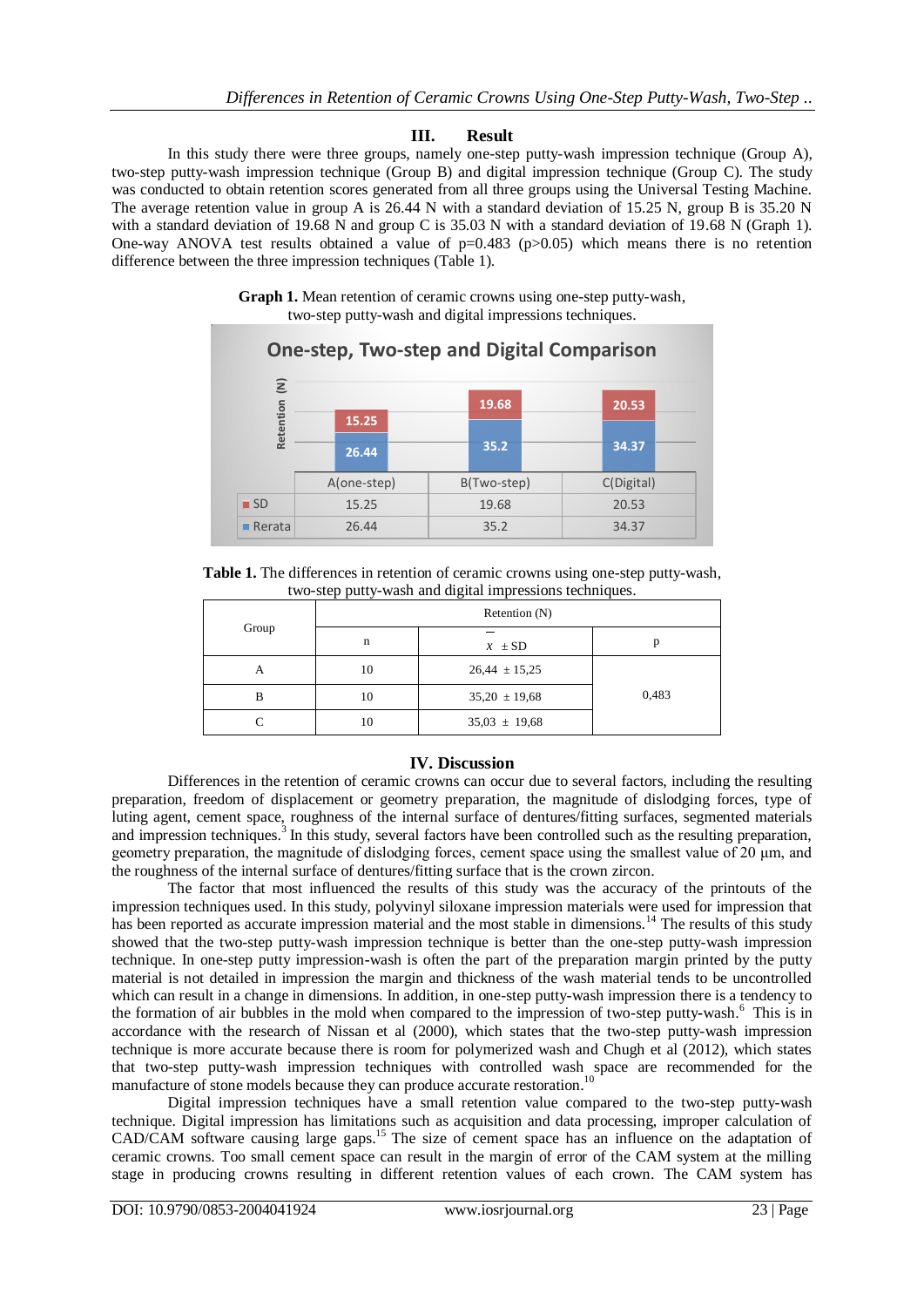## III. Result

In this study there were three groups, namely one-step putty-wash impression technique (Group A), two-step putty-wash impression technique (Group B) and digital impression technique (Group C). The study was conducted to obtain retention scores generated from all three groups using the Universal Testing Machine. The average retention value in group A is 26.44 N with a standard deviation of 15.25 N, group B is 35.20 N with a standard deviation of 19.68 N and group C is 35.03 N with a standard deviation of 19.68 N (Graph 1). One-way ANOVA test results obtained a value of p=0.483 (p>0.05) which means there is no retention difference between the three impression techniques (Table 1).

**Graph 1.** Mean retention of ceramic crowns using one-step putty-wash, two-step putty-wash and digital impressions techniques.

One-step, Two-step and Digital Comparison

| | A(one-step) | B(Two-step) | C(Digital) |
|---|---|---|---|
| SD | 15.25 | 19.68 | 20.53 |
| Rerata | 26.44 | 35.2 | 34.37 |

**Table 1.** The differences in retention of ceramic crowns using one-step putty-wash, two-step putty-wash and digital impressions techniques.

| Group | Retention (N) | | |
|---|---|---|---|
| | n | $\bar{x}$ ± SD | p |
| A | 10 | 26,44 ± 15,25 | 0,483 |
| B | 10 | 35,20 ± 19,68 | |
| C | 10 | 35,03 ± 19,68 | |

## IV. Discussion

Differences in the retention of ceramic crowns can occur due to several factors, including the resulting preparation, freedom of displacement or geometry preparation, the magnitude of dislodging forces, type of luting agent, cement space, roughness of the internal surface of dentures/fitting surfaces, segmented materials and impression techniques.[3] In this study, several factors have been controlled such as the resulting preparation, geometry preparation, the magnitude of dislodging forces, cement space using the smallest value of 20 µm, and the roughness of the internal surface of dentures/fitting surface that is the crown zircon.

The factor that most influenced the results of this study was the accuracy of the printouts of the impression techniques used. In this study, polyvinyl siloxane impression materials were used for impression that has been reported as accurate impression material and the most stable in dimensions.[14] The results of this study showed that the two-step putty-wash impression technique is better than the one-step putty-wash impression technique. In one-step putty impression-wash is often the part of the preparation margin printed by the putty material is not detailed in impression the margin and thickness of the wash material tends to be uncontrolled which can result in a change in dimensions. In addition, in one-step putty-wash impression there is a tendency to the formation of air bubbles in the mold when compared to the impression of two-step putty-wash.[6] This is in accordance with the research of Nissan et al (2000), which states that the two-step putty-wash impression technique is more accurate because there is room for polymerized wash and Chugh et al (2012), which states that two-step putty-wash impression techniques with controlled wash space are recommended for the manufacture of stone models because they can produce accurate restoration.[10]

Digital impression techniques have a small retention value compared to the two-step putty-wash technique. Digital impression has limitations such as acquisition and data processing, improper calculation of CAD/CAM software causing large gaps.[15] The size of cement space has an influence on the adaptation of ceramic crowns. Too small cement space can result in the margin of error of the CAM system at the milling stage in producing crowns resulting in different retention values of each crown. The CAM system has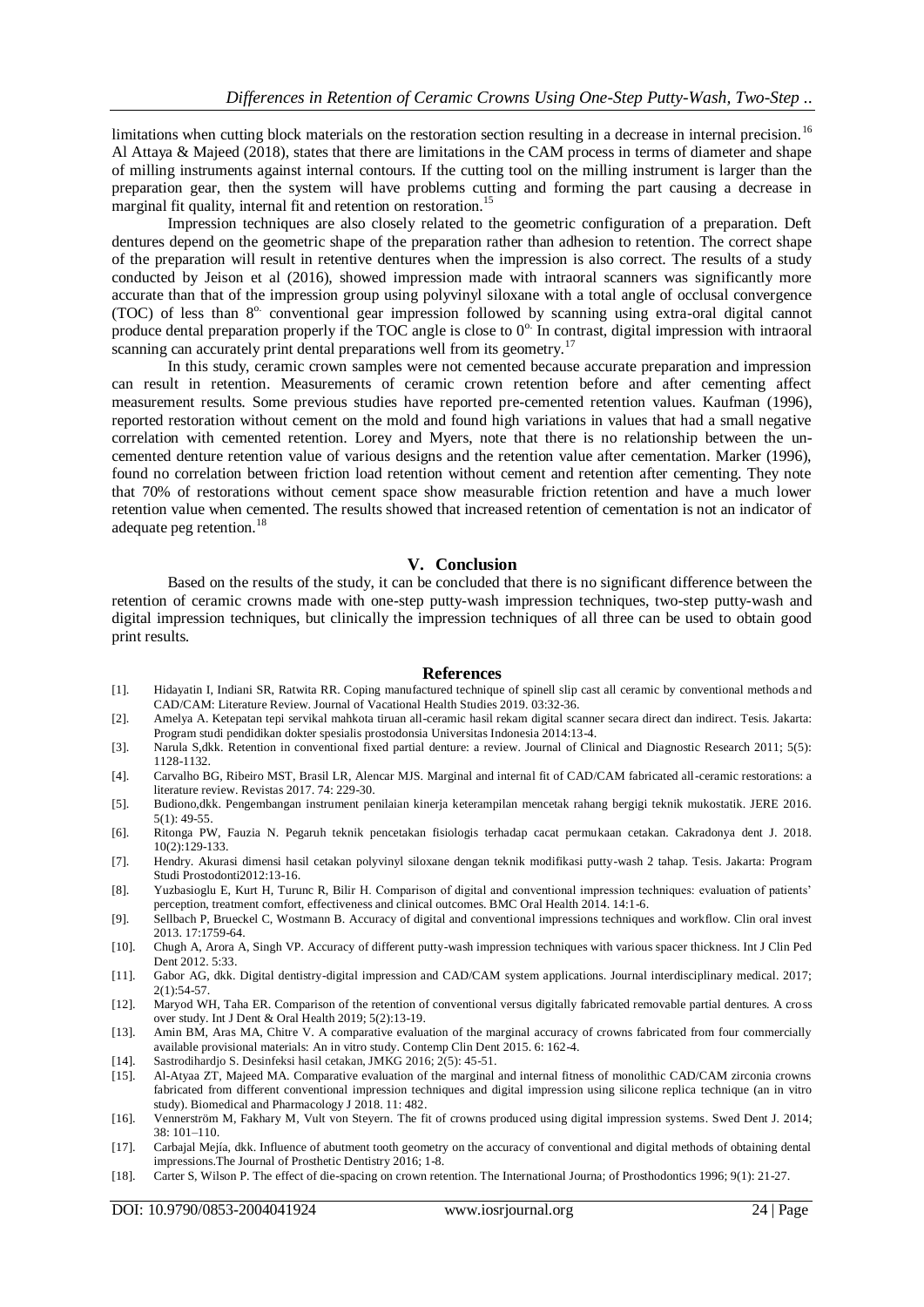limitations when cutting block materials on the restoration section resulting in a decrease in internal precision.[16] Al Attaya & Majeed (2018), states that there are limitations in the CAM process in terms of diameter and shape of milling instruments against internal contours. If the cutting tool on the milling instrument is larger than the preparation gear, then the system will have problems cutting and forming the part causing a decrease in marginal fit quality, internal fit and retention on restoration.[15]

Impression techniques are also closely related to the geometric configuration of a preparation. Deft dentures depend on the geometric shape of the preparation rather than adhesion to retention. The correct shape of the preparation will result in retentive dentures when the impression is also correct. The results of a study conducted by Jeison et al (2016), showed impression made with intraoral scanners was significantly more accurate than that of the impression group using polyvinyl siloxane with a total angle of occlusal convergence (TOC) of less than $8^{o.}$ conventional gear impression followed by scanning using extra-oral digital cannot produce dental preparation properly if the TOC angle is close to $0^{o.}$ In contrast, digital impression with intraoral scanning can accurately print dental preparations well from its geometry.[17]

In this study, ceramic crown samples were not cemented because accurate preparation and impression can result in retention. Measurements of ceramic crown retention before and after cementing affect measurement results. Some previous studies have reported pre-cemented retention values. Kaufman (1996), reported restoration without cement on the mold and found high variations in values that had a small negative correlation with cemented retention. Lorey and Myers, note that there is no relationship between the un-cemented denture retention value of various designs and the retention value after cementation. Marker (1996), found no correlation between friction load retention without cement and retention after cementing. They note that 70% of restorations without cement space show measurable friction retention and have a much lower retention value when cemented. The results showed that increased retention of cementation is not an indicator of adequate peg retention.[18]

## V. Conclusion

Based on the results of the study, it can be concluded that there is no significant difference between the retention of ceramic crowns made with one-step putty-wash impression techniques, two-step putty-wash and digital impression techniques, but clinically the impression techniques of all three can be used to obtain good print results.

## References

[1]. Hidayatin I, Indiani SR, Ratwita RR. Coping manufactured technique of spinell slip cast all ceramic by conventional methods and CAD/CAM: Literature Review. Journal of Vacational Health Studies 2019. 03:32-36.

[2]. Amelya A. Ketepatan tepi servikal mahkota tiruan all-ceramic hasil rekam digital scanner secara direct dan indirect. Tesis. Jakarta: Program studi pendidikan dokter spesialis prostodonsia Universitas Indonesia 2014:13-4.

[3]. Narula S,dkk. Retention in conventional fixed partial denture: a review. Journal of Clinical and Diagnostic Research 2011; 5(5): 1128-1132.

[4]. Carvalho BG, Ribeiro MST, Brasil LR, Alencar MJS. Marginal and internal fit of CAD/CAM fabricated all-ceramic restorations: a literature review. Revistas 2017. 74: 229-30.

[5]. Budiono,dkk. Pengembangan instrument penilaian kinerja keterampilan mencetak rahang bergigi teknik mukostatik. JERE 2016. 5(1): 49-55.

[6]. Ritonga PW, Fauzia N. Pegaruh teknik pencetakan fisiologis terhadap cacat permukaan cetakan. Cakradonya dent J. 2018. 10(2):129-133.

[7]. Hendry. Akurasi dimensi hasil cetakan polyvinyl siloxane dengan teknik modifikasi putty-wash 2 tahap. Tesis. Jakarta: Program Studi Prostodonti2012:13-16.

[8]. Yuzbasioglu E, Kurt H, Turunc R, Bilir H. Comparison of digital and conventional impression techniques: evaluation of patients' perception, treatment comfort, effectiveness and clinical outcomes. BMC Oral Health 2014. 14:1-6.

[9]. Sellbach P, Brueckel C, Wostmann B. Accuracy of digital and conventional impressions techniques and workflow. Clin oral invest 2013. 17:1759-64.

[10]. Chugh A, Arora A, Singh VP. Accuracy of different putty-wash impression techniques with various spacer thickness. Int J Clin Ped Dent 2012. 5:33.

[11]. Gabor AG, dkk. Digital dentistry-digital impression and CAD/CAM system applications. Journal interdisciplinary medical. 2017; 2(1):54-57.

[12]. Maryod WH, Taha ER. Comparison of the retention of conventional versus digitally fabricated removable partial dentures. A cross over study. Int J Dent & Oral Health 2019; 5(2):13-19.

[13]. Amin BM, Aras MA, Chitre V. A comparative evaluation of the marginal accuracy of crowns fabricated from four commercially available provisional materials: An in vitro study. Contemp Clin Dent 2015. 6: 162-4.

[14]. Sastrodihardjo S. Desinfeksi hasil cetakan, JMKG 2016; 2(5): 45-51.

[15]. Al-Atyaa ZT, Majeed MA. Comparative evaluation of the marginal and internal fitness of monolithic CAD/CAM zirconia crowns fabricated from different conventional impression techniques and digital impression using silicone replica technique (an in vitro study). Biomedical and Pharmacology J 2018. 11: 482.

[16]. Vennerström M, Fakhary M, Vult von Steyern. The fit of crowns produced using digital impression systems. Swed Dent J. 2014; 38: 101–110.

[17]. Carbajal Mejía, dkk. Influence of abutment tooth geometry on the accuracy of conventional and digital methods of obtaining dental impressions.The Journal of Prosthetic Dentistry 2016; 1-8.

[18]. Carter S, Wilson P. The effect of die-spacing on crown retention. The International Journa; of Prosthodontics 1996; 9(1): 21-27.